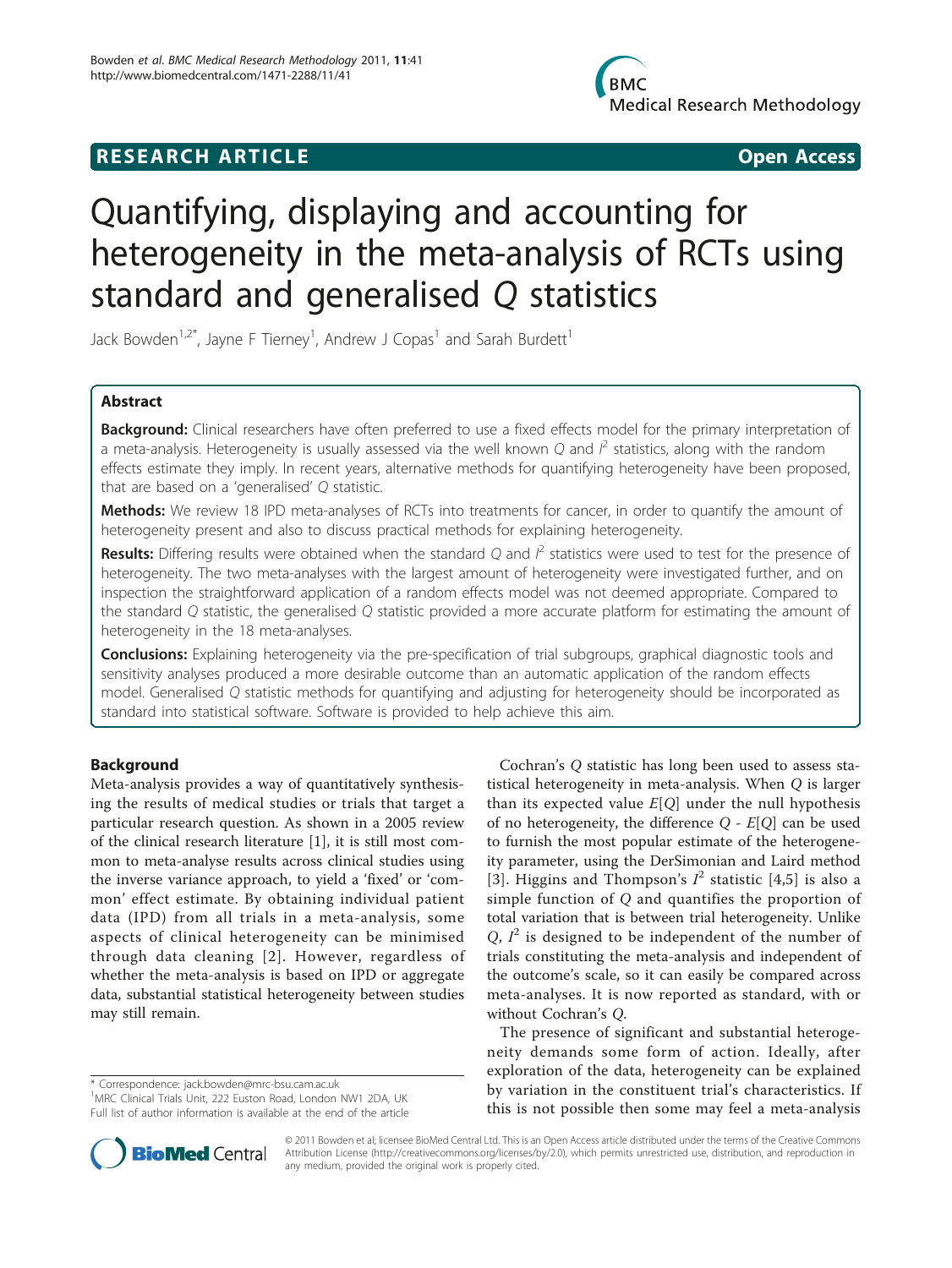RESEARCH ARTICLE

Open Access

# Quantifying, displaying and accounting for heterogeneity in the meta-analysis of RCTs using standard and generalised Q statistics

Jack Bowden[1,2*], Jayne F Tierney[1], Andrew J Copas[1] and Sarah Burdett[1]

## Abstract

**Background:** Clinical researchers have often preferred to use a fixed effects model for the primary interpretation of a meta-analysis. Heterogeneity is usually assessed via the well known $Q$ and $I^2$ statistics, along with the random effects estimate they imply. In recent years, alternative methods for quantifying heterogeneity have been proposed, that are based on a 'generalised' $Q$ statistic.

**Methods:** We review 18 IPD meta-analyses of RCTs into treatments for cancer, in order to quantify the amount of heterogeneity present and also to discuss practical methods for explaining heterogeneity.

**Results:** Differing results were obtained when the standard $Q$ and $I^2$ statistics were used to test for the presence of heterogeneity. The two meta-analyses with the largest amount of heterogeneity were investigated further, and on inspection the straightforward application of a random effects model was not deemed appropriate. Compared to the standard $Q$ statistic, the generalised $Q$ statistic provided a more accurate platform for estimating the amount of heterogeneity in the 18 meta-analyses.

**Conclusions:** Explaining heterogeneity via the pre-specification of trial subgroups, graphical diagnostic tools and sensitivity analyses produced a more desirable outcome than an automatic application of the random effects model. Generalised $Q$ statistic methods for quantifying and adjusting for heterogeneity should be incorporated as standard into statistical software. Software is provided to help achieve this aim.

## Background

Meta-analysis provides a way of quantitatively synthesising the results of medical studies or trials that target a particular research question. As shown in a 2005 review of the clinical research literature [1], it is still most common to meta-analyse results across clinical studies using the inverse variance approach, to yield a 'fixed' or 'common' effect estimate. By obtaining individual patient data (IPD) from all trials in a meta-analysis, some aspects of clinical heterogeneity can be minimised through data cleaning [2]. However, regardless of whether the meta-analysis is based on IPD or aggregate data, substantial statistical heterogeneity between studies may still remain.

Cochran's $Q$ statistic has long been used to assess statistical heterogeneity in meta-analysis. When $Q$ is larger than its expected value $E[Q]$ under the null hypothesis of no heterogeneity, the difference $Q - E[Q]$ can be used to furnish the most popular estimate of the heterogeneity parameter, using the DerSimonian and Laird method [3]. Higgins and Thompson's $I^2$ statistic [4,5] is also a simple function of $Q$ and quantifies the proportion of total variation that is between trial heterogeneity. Unlike $Q$, $I^2$ is designed to be independent of the number of trials constituting the meta-analysis and independent of the outcome's scale, so it can easily be compared across meta-analyses. It is now reported as standard, with or without Cochran's $Q$.

The presence of significant and substantial heterogeneity demands some form of action. Ideally, after exploration of the data, heterogeneity can be explained by variation in the constituent trial's characteristics. If this is not possible then some may feel a meta-analysis

\* Correspondence: jack.bowden@mrc-bsu.cam.ac.uk
[1]MRC Clinical Trials Unit, 222 Euston Road, London NW1 2DA, UK
Full list of author information is available at the end of the article

© 2011 Bowden et al; licensee BioMed Central Ltd. This is an Open Access article distributed under the terms of the Creative Commons Attribution License (http://creativecommons.org/licenses/by/2.0), which permits unrestricted use, distribution, and reproduction in any medium, provided the original work is properly cited.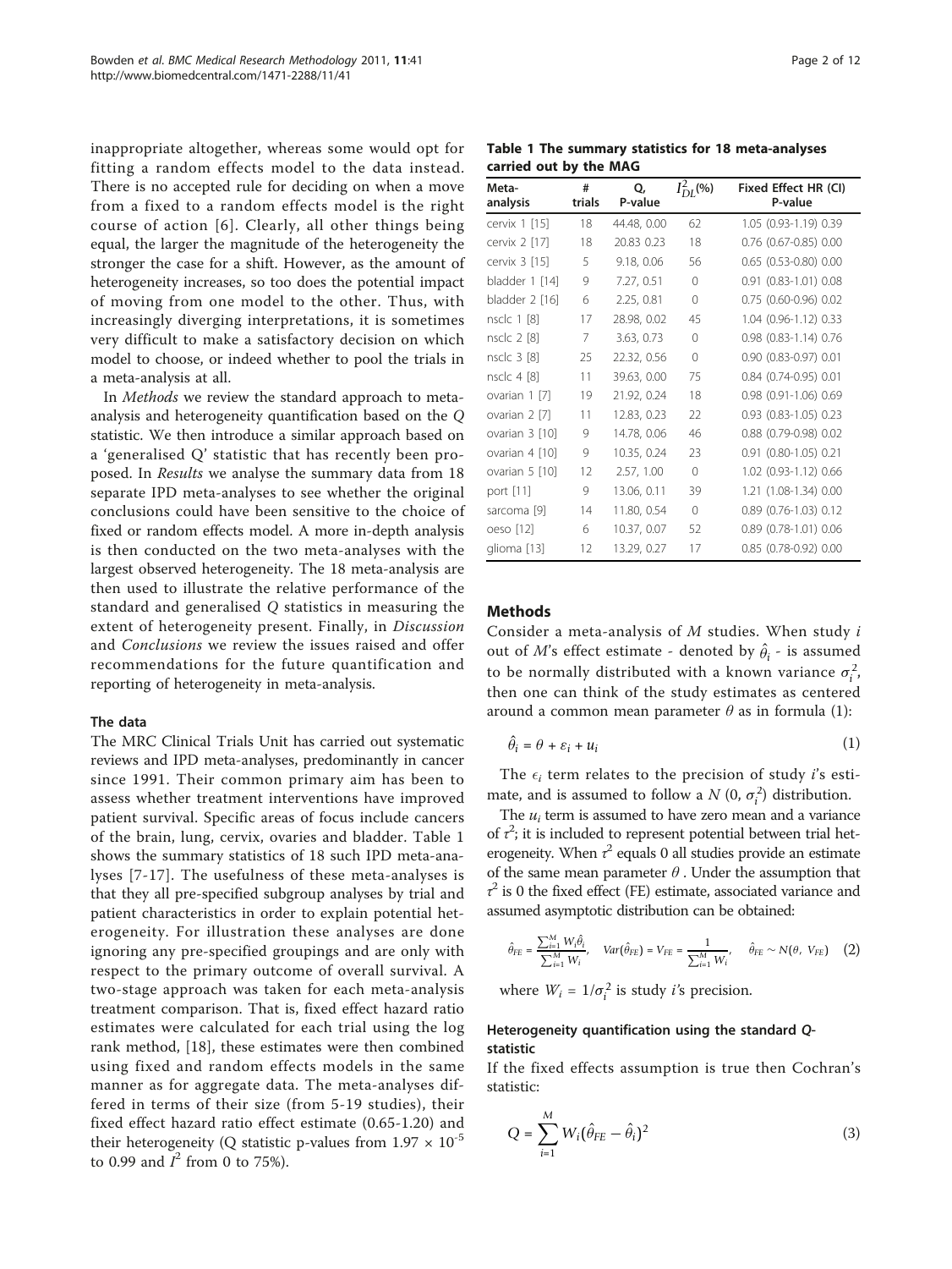inappropriate altogether, whereas some would opt for fitting a random effects model to the data instead. There is no accepted rule for deciding on when a move from a fixed to a random effects model is the right course of action [6]. Clearly, all other things being equal, the larger the magnitude of the heterogeneity the stronger the case for a shift. However, as the amount of heterogeneity increases, so too does the potential impact of moving from one model to the other. Thus, with increasingly diverging interpretations, it is sometimes very difficult to make a satisfactory decision on which model to choose, or indeed whether to pool the trials in a meta-analysis at all.

In *Methods* we review the standard approach to meta-analysis and heterogeneity quantification based on the *Q* statistic. We then introduce a similar approach based on a 'generalised Q' statistic that has recently been proposed. In *Results* we analyse the summary data from 18 separate IPD meta-analyses to see whether the original conclusions could have been sensitive to the choice of fixed or random effects model. A more in-depth analysis is then conducted on the two meta-analyses with the largest observed heterogeneity. The 18 meta-analysis are then used to illustrate the relative performance of the standard and generalised *Q* statistics in measuring the extent of heterogeneity present. Finally, in *Discussion* and *Conclusions* we review the issues raised and offer recommendations for the future quantification and reporting of heterogeneity in meta-analysis.

### The data

The MRC Clinical Trials Unit has carried out systematic reviews and IPD meta-analyses, predominantly in cancer since 1991. Their common primary aim has been to assess whether treatment interventions have improved patient survival. Specific areas of focus include cancers of the brain, lung, cervix, ovaries and bladder. Table 1 shows the summary statistics of 18 such IPD meta-analyses [7-17]. The usefulness of these meta-analyses is that they all pre-specified subgroup analyses by trial and patient characteristics in order to explain potential heterogeneity. For illustration these analyses are done ignoring any pre-specified groupings and are only with respect to the primary outcome of overall survival. A two-stage approach was taken for each meta-analysis treatment comparison. That is, fixed effect hazard ratio estimates were calculated for each trial using the log rank method, [18], these estimates were then combined using fixed and random effects models in the same manner as for aggregate data. The meta-analyses differed in terms of their size (from 5-19 studies), their fixed effect hazard ratio effect estimate (0.65-1.20) and their heterogeneity (Q statistic p-values from $1.97 \times 10^{-5}$ to 0.99 and $I^2$ from 0 to 75%).

**Table 1 The summary statistics for 18 meta-analyses carried out by the MAG**

| Meta-analysis | # trials | Q, P-value | $I^2_{DL}$(%) | Fixed Effect HR (CI) P-value |
|---|---|---|---|---|
| cervix 1 [15] | 18 | 44.48, 0.00 | 62 | 1.05 (0.93-1.19) 0.39 |
| cervix 2 [17] | 18 | 20.83 0.23 | 18 | 0.76 (0.67-0.85) 0.00 |
| cervix 3 [15] | 5 | 9.18, 0.06 | 56 | 0.65 (0.53-0.80) 0.00 |
| bladder 1 [14] | 9 | 7.27, 0.51 | 0 | 0.91 (0.83-1.01) 0.08 |
| bladder 2 [16] | 6 | 2.25, 0.81 | 0 | 0.75 (0.60-0.96) 0.02 |
| nsclc 1 [8] | 17 | 28.98, 0.02 | 45 | 1.04 (0.96-1.12) 0.33 |
| nsclc 2 [8] | 7 | 3.63, 0.73 | 0 | 0.98 (0.83-1.14) 0.76 |
| nsclc 3 [8] | 25 | 22.32, 0.56 | 0 | 0.90 (0.83-0.97) 0.01 |
| nsclc 4 [8] | 11 | 39.63, 0.00 | 75 | 0.84 (0.74-0.95) 0.01 |
| ovarian 1 [7] | 19 | 21.92, 0.24 | 18 | 0.98 (0.91-1.06) 0.69 |
| ovarian 2 [7] | 11 | 12.83, 0.23 | 22 | 0.93 (0.83-1.05) 0.23 |
| ovarian 3 [10] | 9 | 14.78, 0.06 | 46 | 0.88 (0.79-0.98) 0.02 |
| ovarian 4 [10] | 9 | 10.35, 0.24 | 23 | 0.91 (0.80-1.05) 0.21 |
| ovarian 5 [10] | 12 | 2.57, 1.00 | 0 | 1.02 (0.93-1.12) 0.66 |
| port [11] | 9 | 13.06, 0.11 | 39 | 1.21 (1.08-1.34) 0.00 |
| sarcoma [9] | 14 | 11.80, 0.54 | 0 | 0.89 (0.76-1.03) 0.12 |
| oeso [12] | 6 | 10.37, 0.07 | 52 | 0.89 (0.78-1.01) 0.06 |
| glioma [13] | 12 | 13.29, 0.27 | 17 | 0.85 (0.78-0.92) 0.00 |

## Methods

Consider a meta-analysis of $M$ studies. When study $i$ out of $M$'s effect estimate - denoted by $\hat{\theta}_i$ - is assumed to be normally distributed with a known variance $\sigma_i^2$, then one can think of the study estimates as centered around a common mean parameter $\theta$ as in formula (1):

$$\hat{\theta}_i = \theta + \varepsilon_i + u_i \tag{1}$$

The $\epsilon_i$ term relates to the precision of study $i$'s estimate, and is assumed to follow a $N(0, \sigma_i^2)$ distribution.

The $u_i$ term is assumed to have zero mean and a variance of $\tau^2$; it is included to represent potential between trial heterogeneity. When $\tau^2$ equals 0 all studies provide an estimate of the same mean parameter $\theta$ . Under the assumption that $\tau^2$ is 0 the fixed effect (FE) estimate, associated variance and assumed asymptotic distribution can be obtained:

$$\hat{\theta}_{FE} = \frac{\sum_{i=1}^{M} W_i \hat{\theta}_i}{\sum_{i=1}^{M} W_i}, \quad Var(\hat{\theta}_{FE}) = V_{FE} = \frac{1}{\sum_{i=1}^{M} W_i}, \quad \hat{\theta}_{FE} \sim N(\theta, V_{FE}) \tag{2}$$

where $W_i = 1/\sigma_i^2$ is study $i$'s precision.

### Heterogeneity quantification using the standard *Q*-statistic

If the fixed effects assumption is true then Cochran's statistic:

$$Q = \sum_{i=1}^{M} W_i (\hat{\theta}_{FE} - \hat{\theta}_i)^2 \tag{3}$$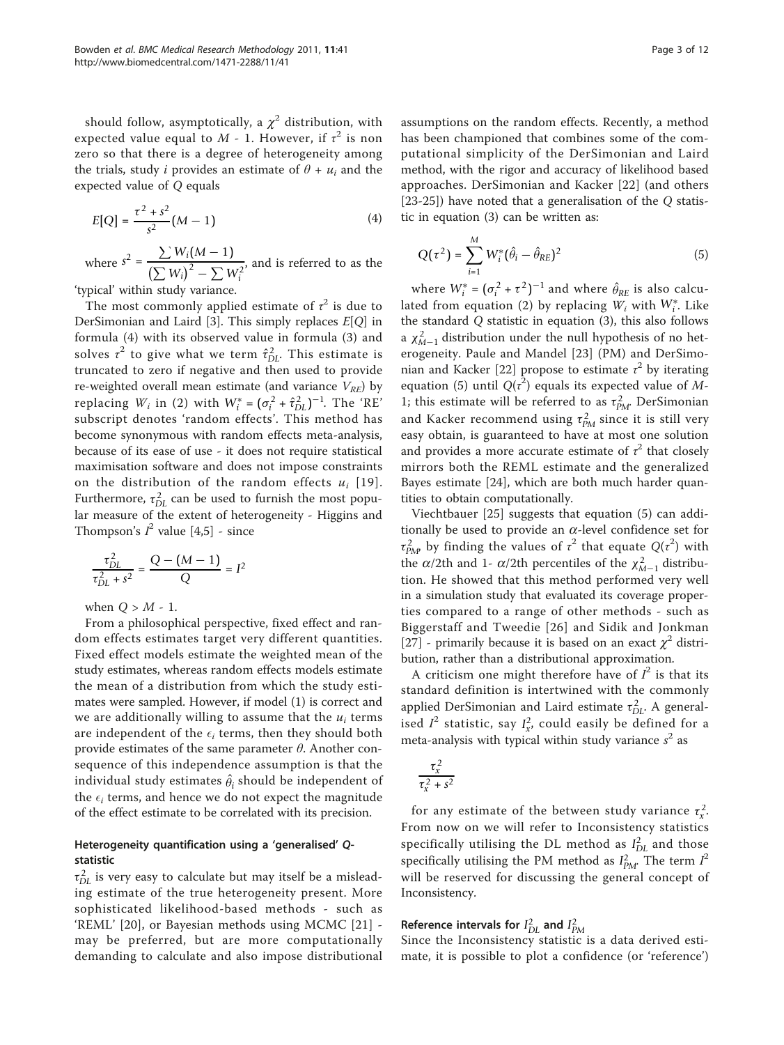should follow, asymptotically, a $\chi^2$ distribution, with expected value equal to $M$ - 1. However, if $\tau^2$ is non zero so that there is a degree of heterogeneity among the trials, study $i$ provides an estimate of $\theta + u_i$ and the expected value of $Q$ equals

$$E[Q] = \frac{\tau^2 + s^2}{s^2}(M - 1) \tag{4}$$

where $s^2 = \frac{\sum W_i(M-1)}{\left(\sum W_i\right)^2 - \sum W_i^2}$, and is referred to as the 'typical' within study variance.

The most commonly applied estimate of $\tau^2$ is due to DerSimonian and Laird [3]. This simply replaces $E[Q]$ in formula (4) with its observed value in formula (3) and solves $\tau^2$ to give what we term $\hat{\tau}^2_{DL}$. This estimate is truncated to zero if negative and then used to provide re-weighted overall mean estimate (and variance $V_{RE}$) by replacing $W_i$ in (2) with $W_i^* = (\sigma_i^2 + \hat{\tau}^2_{DL})^{-1}$. The 'RE' subscript denotes 'random effects'. This method has become synonymous with random effects meta-analysis, because of its ease of use - it does not require statistical maximisation software and does not impose constraints on the distribution of the random effects $u_i$ [19]. Furthermore, $\tau^2_{DL}$ can be used to furnish the most popular measure of the extent of heterogeneity - Higgins and Thompson's $I^2$ value [4,5] - since

$$\frac{\tau^2_{DL}}{\tau^2_{DL} + s^2} = \frac{Q - (M-1)}{Q} = I^2$$

when $Q > M$ - 1.

From a philosophical perspective, fixed effect and random effects estimates target very different quantities. Fixed effect models estimate the weighted mean of the study estimates, whereas random effects models estimate the mean of a distribution from which the study estimates were sampled. However, if model (1) is correct and we are additionally willing to assume that the $u_i$ terms are independent of the $\epsilon_i$ terms, then they should both provide estimates of the same parameter $\theta$. Another consequence of this independence assumption is that the individual study estimates $\hat{\theta}_i$ should be independent of the $\epsilon_i$ terms, and hence we do not expect the magnitude of the effect estimate to be correlated with its precision.

### Heterogeneity quantification using a 'generalised' *Q*-statistic

$\tau^2_{DL}$ is very easy to calculate but may itself be a misleading estimate of the true heterogeneity present. More sophisticated likelihood-based methods - such as 'REML' [20], or Bayesian methods using MCMC [21] - may be preferred, but are more computationally demanding to calculate and also impose distributional assumptions on the random effects. Recently, a method has been championed that combines some of the computational simplicity of the DerSimonian and Laird method, with the rigor and accuracy of likelihood based approaches. DerSimonian and Kacker [22] (and others [23-25]) have noted that a generalisation of the $Q$ statistic in equation (3) can be written as:

$$Q(\tau^2) = \sum_{i=1}^{M} W_i^*(\hat{\theta}_i - \hat{\theta}_{RE})^2 \tag{5}$$

where $W_i^* = (\sigma_i^2 + \tau^2)^{-1}$ and where $\hat{\theta}_{RE}$ is also calculated from equation (2) by replacing $W_i$ with $W_i^*$. Like the standard $Q$ statistic in equation (3), this also follows a $\chi^2_{M-1}$ distribution under the null hypothesis of no heterogeneity. Paule and Mandel [23] (PM) and DerSimonian and Kacker [22] propose to estimate $\tau^2$ by iterating equation (5) until $Q(\tau^2)$ equals its expected value of $M$-1; this estimate will be referred to as $\tau^2_{PM}$. DerSimonian and Kacker recommend using $\tau^2_{PM}$ since it is still very easy obtain, is guaranteed to have at most one solution and provides a more accurate estimate of $\tau^2$ that closely mirrors both the REML estimate and the generalized Bayes estimate [24], which are both much harder quantities to obtain computationally.

Viechtbauer [25] suggests that equation (5) can additionally be used to provide an $\alpha$-level confidence set for $\tau^2_{PM}$, by finding the values of $\tau^2$ that equate $Q(\tau^2)$ with the $\alpha$/2th and 1- $\alpha$/2th percentiles of the $\chi^2_{M-1}$ distribution. He showed that this method performed very well in a simulation study that evaluated its coverage properties compared to a range of other methods - such as Biggerstaff and Tweedie [26] and Sidik and Jonkman [27] - primarily because it is based on an exact $\chi^2$ distribution, rather than a distributional approximation.

A criticism one might therefore have of $I^2$ is that its standard definition is intertwined with the commonly applied DerSimonian and Laird estimate $\tau^2_{DL}$. A generalised $I^2$ statistic, say $I^2_x$, could easily be defined for a meta-analysis with typical within study variance $s^2$ as

$$\frac{\tau^2_x}{\tau^2_x + s^2}$$

for any estimate of the between study variance $\tau^2_x$. From now on we will refer to Inconsistency statistics specifically utilising the DL method as $I^2_{DL}$ and those specifically utilising the PM method as $I^2_{PM}$. The term $I^2$ will be reserved for discussing the general concept of Inconsistency.

### Reference intervals for $I^2_{DL}$ and $I^2_{PM}$

Since the Inconsistency statistic is a data derived estimate, it is possible to plot a confidence (or 'reference')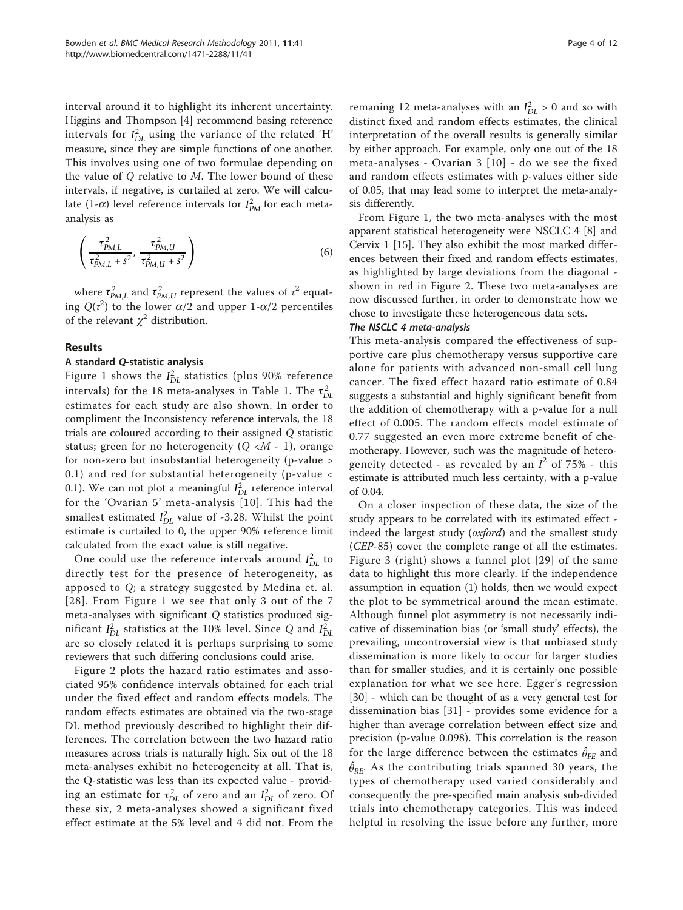interval around it to highlight its inherent uncertainty. Higgins and Thompson [4] recommend basing reference intervals for $I^2_{DL}$ using the variance of the related 'H' measure, since they are simple functions of one another. This involves using one of two formulae depending on the value of $Q$ relative to $M$. The lower bound of these intervals, if negative, is curtailed at zero. We will calculate (1-$\alpha$) level reference intervals for $I^2_{PM}$ for each meta-analysis as

$$\left( \frac{\tau^2_{PM,L}}{\tau^2_{PM,L} + s^2}, \frac{\tau^2_{PM,U}}{\tau^2_{PM,U} + s^2} \right) \tag{6}$$

where $\tau^2_{PM,L}$ and $\tau^2_{PM,U}$ represent the values of $\tau^2$ equating $Q(\tau^2)$ to the lower $\alpha/2$ and upper 1-$\alpha/2$ percentiles of the relevant $\chi^2$ distribution.

## Results

### A standard Q-statistic analysis

Figure 1 shows the $I^2_{DL}$ statistics (plus 90% reference intervals) for the 18 meta-analyses in Table 1. The $\tau^2_{DL}$ estimates for each study are also shown. In order to compliment the Inconsistency reference intervals, the 18 trials are coloured according to their assigned $Q$ statistic status; green for no heterogeneity ($Q < M$ - 1), orange for non-zero but insubstantial heterogeneity (p-value > 0.1) and red for substantial heterogeneity (p-value < 0.1). We can not plot a meaningful $I^2_{DL}$ reference interval for the 'Ovarian 5' meta-analysis [10]. This had the smallest estimated $I^2_{DL}$ value of -3.28. Whilst the point estimate is curtailed to 0, the upper 90% reference limit calculated from the exact value is still negative.

One could use the reference intervals around $I^2_{DL}$ to directly test for the presence of heterogeneity, as apposed to $Q$; a strategy suggested by Medina et. al. [28]. From Figure 1 we see that only 3 out of the 7 meta-analyses with significant $Q$ statistics produced significant $I^2_{DL}$ statistics at the 10% level. Since $Q$ and $I^2_{DL}$ are so closely related it is perhaps surprising to some reviewers that such differing conclusions could arise.

Figure 2 plots the hazard ratio estimates and associated 95% confidence intervals obtained for each trial under the fixed effect and random effects models. The random effects estimates are obtained via the two-stage DL method previously described to highlight their differences. The correlation between the two hazard ratio measures across trials is naturally high. Six out of the 18 meta-analyses exhibit no heterogeneity at all. That is, the Q-statistic was less than its expected value - providing an estimate for $\tau^2_{DL}$ of zero and an $I^2_{DL}$ of zero. Of these six, 2 meta-analyses showed a significant fixed effect estimate at the 5% level and 4 did not. From the remaning 12 meta-analyses with an $I^2_{DL} > 0$ and so with distinct fixed and random effects estimates, the clinical interpretation of the overall results is generally similar by either approach. For example, only one out of the 18 meta-analyses - Ovarian 3 [10] - do we see the fixed and random effects estimates with p-values either side of 0.05, that may lead some to interpret the meta-analysis differently.

From Figure 1, the two meta-analyses with the most apparent statistical heterogeneity were NSCLC 4 [8] and Cervix 1 [15]. They also exhibit the most marked differences between their fixed and random effects estimates, as highlighted by large deviations from the diagonal - shown in red in Figure 2. These two meta-analyses are now discussed further, in order to demonstrate how we chose to investigate these heterogeneous data sets.

### The NSCLC 4 meta-analysis

This meta-analysis compared the effectiveness of supportive care plus chemotherapy versus supportive care alone for patients with advanced non-small cell lung cancer. The fixed effect hazard ratio estimate of 0.84 suggests a substantial and highly significant benefit from the addition of chemotherapy with a p-value for a null effect of 0.005. The random effects model estimate of 0.77 suggested an even more extreme benefit of chemotherapy. However, such was the magnitude of heterogeneity detected - as revealed by an $I^2$ of 75% - this estimate is attributed much less certainty, with a p-value of 0.04.

On a closer inspection of these data, the size of the study appears to be correlated with its estimated effect - indeed the largest study (*oxford*) and the smallest study (*CEP*-85) cover the complete range of all the estimates. Figure 3 (right) shows a funnel plot [29] of the same data to highlight this more clearly. If the independence assumption in equation (1) holds, then we would expect the plot to be symmetrical around the mean estimate. Although funnel plot asymmetry is not necessarily indicative of dissemination bias (or 'small study' effects), the prevailing, uncontroversial view is that unbiased study dissemination is more likely to occur for larger studies than for smaller studies, and it is certainly one possible explanation for what we see here. Egger's regression [30] - which can be thought of as a very general test for dissemination bias [31] - provides some evidence for a higher than average correlation between effect size and precision (p-value 0.098). This correlation is the reason for the large difference between the estimates $\hat{\theta}_{FE}$ and $\hat{\theta}_{RE}$. As the contributing trials spanned 30 years, the types of chemotherapy used varied considerably and consequently the pre-specified main analysis sub-divided trials into chemotherapy categories. This was indeed helpful in resolving the issue before any further, more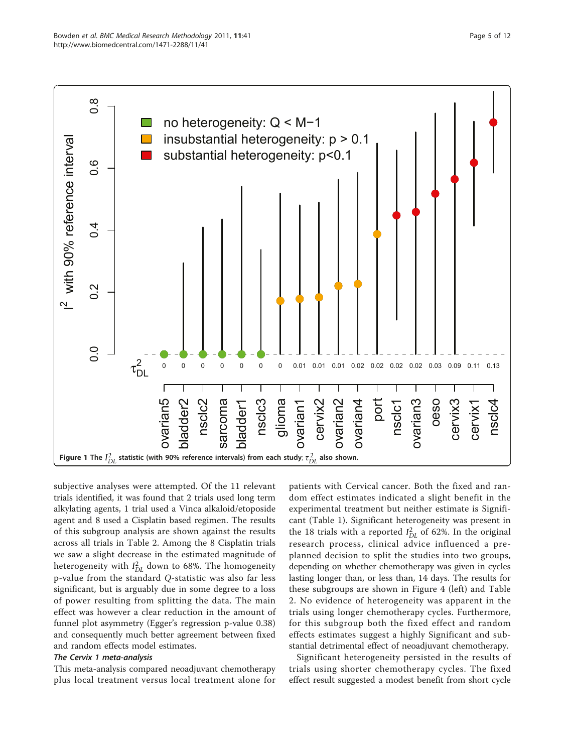**Figure 1** The $I^2_{DL}$ statistic (with 90% reference intervals) from each study; $\tau^2_{DL}$ also shown.

subjective analyses were attempted. Of the 11 relevant trials identified, it was found that 2 trials used long term alkylating agents, 1 trial used a Vinca alkaloid/etoposide agent and 8 used a Cisplatin based regimen. The results of this subgroup analysis are shown against the results across all trials in Table 2. Among the 8 Cisplatin trials we saw a slight decrease in the estimated magnitude of heterogeneity with $I^2_{DL}$ down to 68%. The homogeneity p-value from the standard $Q$-statistic was also far less significant, but is arguably due in some degree to a loss of power resulting from splitting the data. The main effect was however a clear reduction in the amount of funnel plot asymmetry (Egger's regression p-value 0.38) and consequently much better agreement between fixed and random effects model estimates.

#### *The Cervix 1 meta-analysis*

This meta-analysis compared neoadjuvant chemotherapy plus local treatment versus local treatment alone for patients with Cervical cancer. Both the fixed and random effect estimates indicated a slight benefit in the experimental treatment but neither estimate is Significant (Table 1). Significant heterogeneity was present in the 18 trials with a reported $I^2_{DL}$ of 62%. In the original research process, clinical advice influenced a pre-planned decision to split the studies into two groups, depending on whether chemotherapy was given in cycles lasting longer than, or less than, 14 days. The results for these subgroups are shown in Figure 4 (left) and Table 2. No evidence of heterogeneity was apparent in the trials using longer chemotherapy cycles. Furthermore, for this subgroup both the fixed effect and random effects estimates suggest a highly Significant and substantial detrimental effect of neoadjuvant chemotherapy.

Significant heterogeneity persisted in the results of trials using shorter chemotherapy cycles. The fixed effect result suggested a modest benefit from short cycle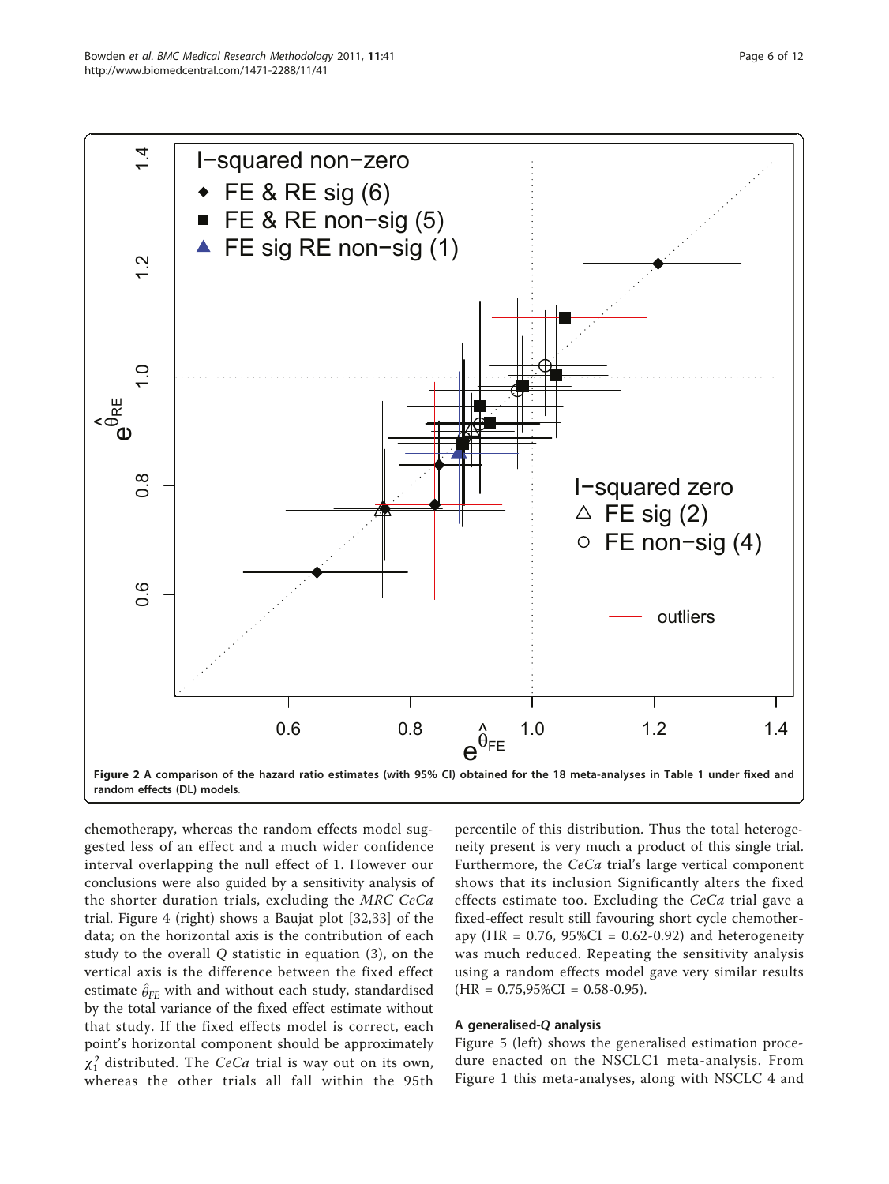**Figure 2 A comparison of the hazard ratio estimates (with 95% CI) obtained for the 18 meta-analyses in Table 1 under fixed and random effects (DL) models.**

chemotherapy, whereas the random effects model suggested less of an effect and a much wider confidence interval overlapping the null effect of 1. However our conclusions were also guided by a sensitivity analysis of the shorter duration trials, excluding the *MRC CeCa* trial. Figure 4 (right) shows a Baujat plot [32,33] of the data; on the horizontal axis is the contribution of each study to the overall *Q* statistic in equation (3), on the vertical axis is the difference between the fixed effect estimate $\hat{\theta}_{FE}$ with and without each study, standardised by the total variance of the fixed effect estimate without that study. If the fixed effects model is correct, each point's horizontal component should be approximately $\chi^2_1$ distributed. The *CeCa* trial is way out on its own, whereas the other trials all fall within the 95th percentile of this distribution. Thus the total heterogeneity present is very much a product of this single trial. Furthermore, the *CeCa* trial's large vertical component shows that its inclusion Significantly alters the fixed effects estimate too. Excluding the *CeCa* trial gave a fixed-effect result still favouring short cycle chemotherapy (HR = 0.76, 95%CI = 0.62-0.92) and heterogeneity was much reduced. Repeating the sensitivity analysis using a random effects model gave very similar results (HR = 0.75,95%CI = 0.58-0.95).

### A generalised-*Q* analysis

Figure 5 (left) shows the generalised estimation procedure enacted on the NSCLC1 meta-analysis. From Figure 1 this meta-analyses, along with NSCLC 4 and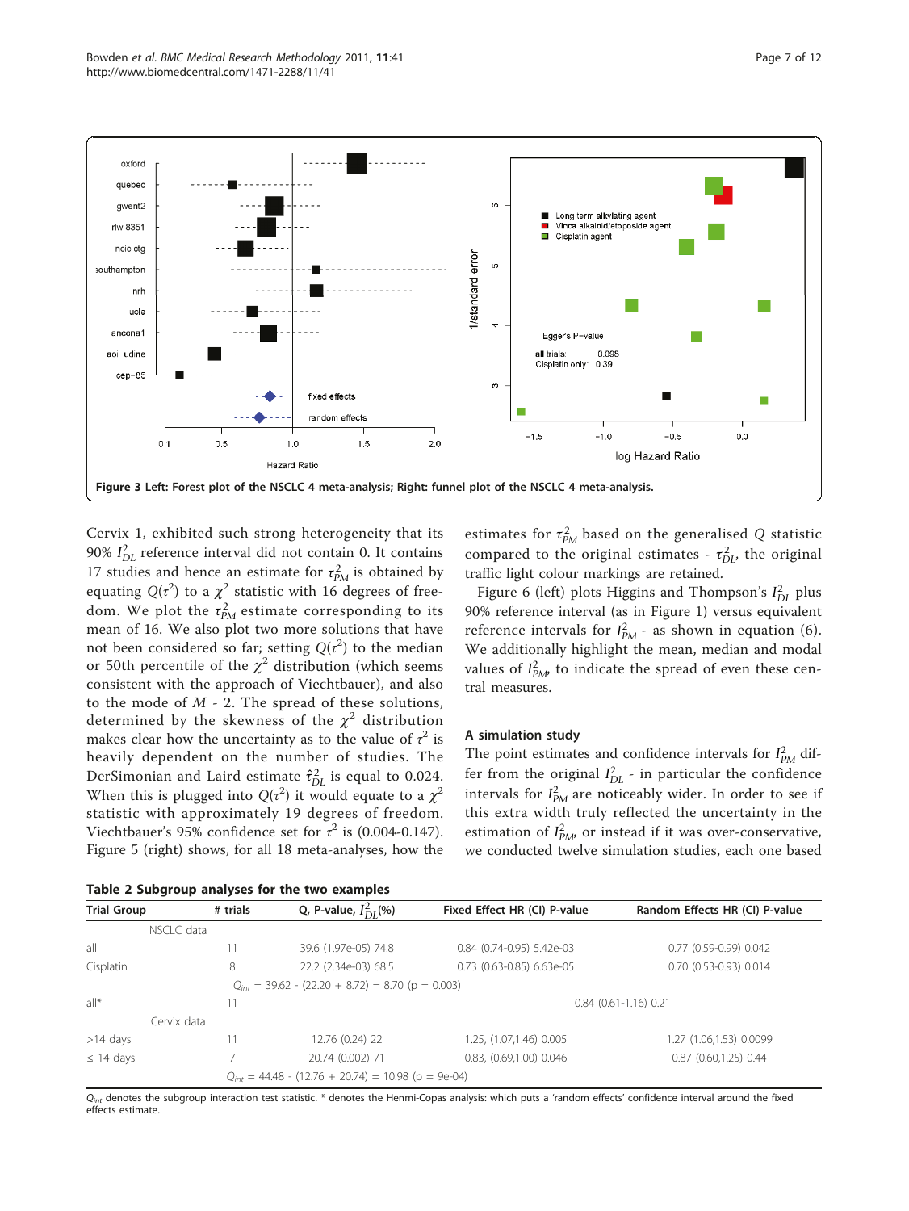Figure 3 Left: Forest plot of the NSCLC 4 meta-analysis; Right: funnel plot of the NSCLC 4 meta-analysis.

Cervix 1, exhibited such strong heterogeneity that its 90% $I^2_{DL}$ reference interval did not contain 0. It contains 17 studies and hence an estimate for $\tau^2_{PM}$ is obtained by equating $Q(\tau^2)$ to a $\chi^2$ statistic with 16 degrees of freedom. We plot the $\tau^2_{PM}$ estimate corresponding to its mean of 16. We also plot two more solutions that have not been considered so far; setting $Q(\tau^2)$ to the median or 50th percentile of the $\chi^2$ distribution (which seems consistent with the approach of Viechtbauer), and also to the mode of $M$ - 2. The spread of these solutions, determined by the skewness of the $\chi^2$ distribution makes clear how the uncertainty as to the value of $\tau^2$ is heavily dependent on the number of studies. The DerSimonian and Laird estimate $\hat{\tau}^2_{DL}$ is equal to 0.024. When this is plugged into $Q(\tau^2)$ it would equate to a $\chi^2$ statistic with approximately 19 degrees of freedom. Viechtbauer's 95% confidence set for $\tau^2$ is (0.004-0.147). Figure 5 (right) shows, for all 18 meta-analyses, how the estimates for $\tau^2_{PM}$ based on the generalised $Q$ statistic compared to the original estimates - $\tau^2_{DL}$, the original traffic light colour markings are retained.

Figure 6 (left) plots Higgins and Thompson's $I^2_{DL}$ plus 90% reference interval (as in Figure 1) versus equivalent reference intervals for $I^2_{PM}$ - as shown in equation (6). We additionally highlight the mean, median and modal values of $I^2_{PM}$, to indicate the spread of even these central measures.

### A simulation study

The point estimates and confidence intervals for $I^2_{PM}$ differ from the original $I^2_{DL}$ - in particular the confidence intervals for $I^2_{PM}$ are noticeably wider. In order to see if this extra width truly reflected the uncertainty in the estimation of $I^2_{PM}$, or instead if it was over-conservative, we conducted twelve simulation studies, each one based

**Table 2 Subgroup analyses for the two examples**

| Trial Group | # trials | Q, P-value, $I^2_{DL}$(%) | Fixed Effect HR (CI) P-value | Random Effects HR (CI) P-value |
|---|---|---|---|---|
| NSCLC data | | | | |
| all | 11 | 39.6 (1.97e-05) 74.8 | 0.84 (0.74-0.95) 5.42e-03 | 0.77 (0.59-0.99) 0.042 |
| Cisplatin | 8 | 22.2 (2.34e-03) 68.5 | 0.73 (0.63-0.85) 6.63e-05 | 0.70 (0.53-0.93) 0.014 |
| | | $Q_{int}$ = 39.62 - (22.20 + 8.72) = 8.70 (p = 0.003) | | |
| all* | 11 | | 0.84 (0.61-1.16) 0.21 | |
| Cervix data | | | | |
| >14 days | 11 | 12.76 (0.24) 22 | 1.25, (1.07,1.46) 0.005 | 1.27 (1.06,1.53) 0.0099 |
| ≤ 14 days | 7 | 20.74 (0.002) 71 | 0.83, (0.69,1.00) 0.046 | 0.87 (0.60,1.25) 0.44 |
| | | $Q_{int}$ = 44.48 - (12.76 + 20.74) = 10.98 (p = 9e-04) | | |

$Q_{int}$ denotes the subgroup interaction test statistic. * denotes the Henmi-Copas analysis: which puts a 'random effects' confidence interval around the fixed effects estimate.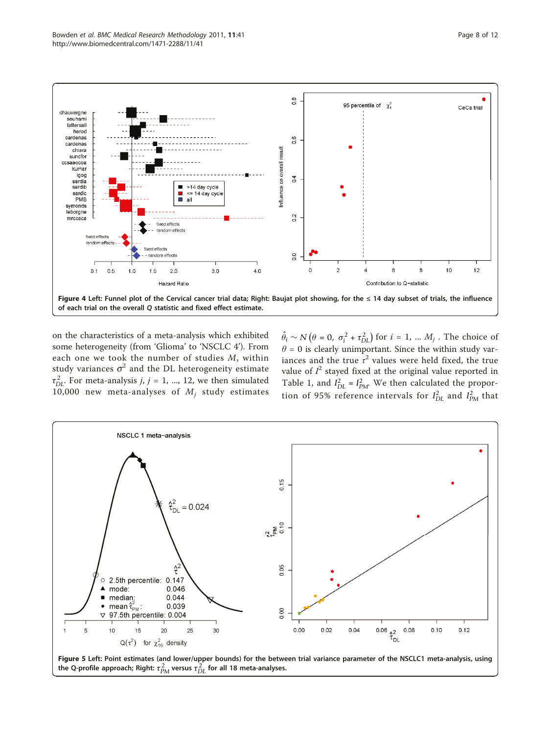**Figure 4 Left: Funnel plot of the Cervical cancer trial data; Right: Baujat plot showing, for the ≤ 14 day subset of trials, the influence of each trial on the overall *Q* statistic and fixed effect estimate.**

on the characteristics of a meta-analysis which exhibited some heterogeneity (from 'Glioma' to 'NSCLC 4'). From each one we took the number of studies $M$, within study variances $\sigma^2$ and the DL heterogeneity estimate $\tau^2_{DL}$. For meta-analysis $j$, $j = 1, ..., 12$, we then simulated 10,000 new meta-analyses of $M_j$ study estimates $\hat{\theta}_i \sim N\left(\theta = 0,\ \sigma_i^2 + \tau^2_{DL}\right)$ for $i = 1, ... M_j$. The choice of $\theta = 0$ is clearly unimportant. Since the within study variances and the true $\tau^2$ values were held fixed, the true value of $I^2$ stayed fixed at the original value reported in Table 1, and $I^2_{DL} = I^2_{PM}$. We then calculated the proportion of 95% reference intervals for $I^2_{DL}$ and $I^2_{PM}$ that

**Figure 5 Left: Point estimates (and lower/upper bounds) for the between trial variance parameter of the NSCLC1 meta-analysis, using the Q-profile approach; Right: $\tau^2_{PM}$ versus $\tau^2_{DL}$ for all 18 meta-analyses.**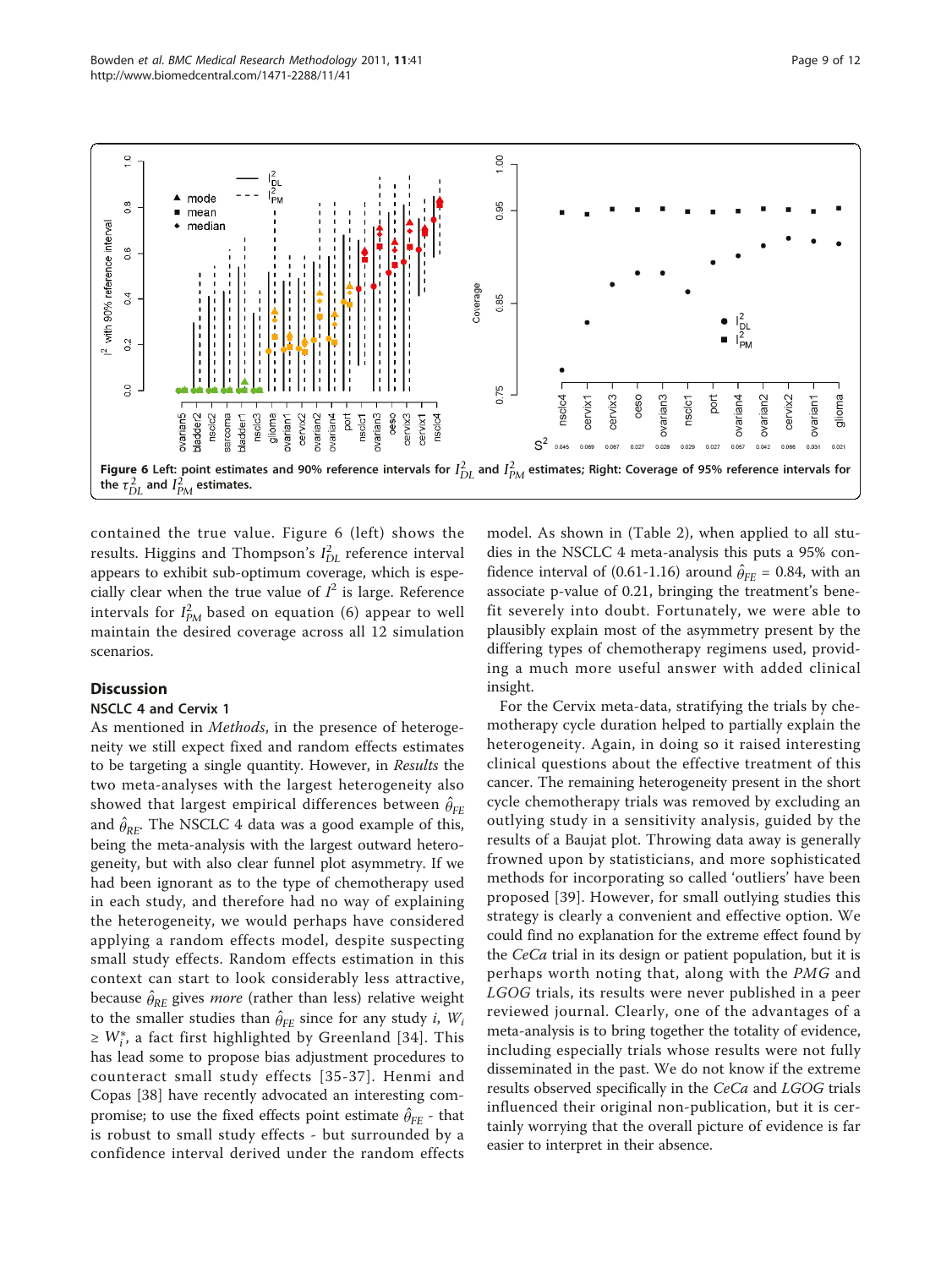Figure 6 Left: point estimates and 90% reference intervals for $I^2_{DL}$ and $I^2_{PM}$ estimates; Right: Coverage of 95% reference intervals for the $\tau^2_{DL}$ and $I^2_{PM}$ estimates.

contained the true value. Figure 6 (left) shows the results. Higgins and Thompson's $I^2_{DL}$ reference interval appears to exhibit sub-optimum coverage, which is especially clear when the true value of $I^2$ is large. Reference intervals for $I^2_{PM}$ based on equation (6) appear to well maintain the desired coverage across all 12 simulation scenarios.

## Discussion

### NSCLC 4 and Cervix 1

As mentioned in *Methods*, in the presence of heterogeneity we still expect fixed and random effects estimates to be targeting a single quantity. However, in *Results* the two meta-analyses with the largest heterogeneity also showed that largest empirical differences between $\hat{\theta}_{FE}$ and $\hat{\theta}_{RE}$. The NSCLC 4 data was a good example of this, being the meta-analysis with the largest outward heterogeneity, but with also clear funnel plot asymmetry. If we had been ignorant as to the type of chemotherapy used in each study, and therefore had no way of explaining the heterogeneity, we would perhaps have considered applying a random effects model, despite suspecting small study effects. Random effects estimation in this context can start to look considerably less attractive, because $\hat{\theta}_{RE}$ gives *more* (rather than less) relative weight to the smaller studies than $\hat{\theta}_{FE}$ since for any study $i$, $W_i \geq W^*_i$, a fact first highlighted by Greenland [34]. This has lead some to propose bias adjustment procedures to counteract small study effects [35-37]. Henmi and Copas [38] have recently advocated an interesting compromise; to use the fixed effects point estimate $\hat{\theta}_{FE}$ - that is robust to small study effects - but surrounded by a confidence interval derived under the random effects model. As shown in (Table 2), when applied to all studies in the NSCLC 4 meta-analysis this puts a 95% confidence interval of (0.61-1.16) around $\hat{\theta}_{FE}$ = 0.84, with an associate p-value of 0.21, bringing the treatment's benefit severely into doubt. Fortunately, we were able to plausibly explain most of the asymmetry present by the differing types of chemotherapy regimens used, providing a much more useful answer with added clinical insight.

For the Cervix meta-data, stratifying the trials by chemotherapy cycle duration helped to partially explain the heterogeneity. Again, in doing so it raised interesting clinical questions about the effective treatment of this cancer. The remaining heterogeneity present in the short cycle chemotherapy trials was removed by excluding an outlying study in a sensitivity analysis, guided by the results of a Baujat plot. Throwing data away is generally frowned upon by statisticians, and more sophisticated methods for incorporating so called 'outliers' have been proposed [39]. However, for small outlying studies this strategy is clearly a convenient and effective option. We could find no explanation for the extreme effect found by the *CeCa* trial in its design or patient population, but it is perhaps worth noting that, along with the *PMG* and *LGOG* trials, its results were never published in a peer reviewed journal. Clearly, one of the advantages of a meta-analysis is to bring together the totality of evidence, including especially trials whose results were not fully disseminated in the past. We do not know if the extreme results observed specifically in the *CeCa* and *LGOG* trials influenced their original non-publication, but it is certainly worrying that the overall picture of evidence is far easier to interpret in their absence.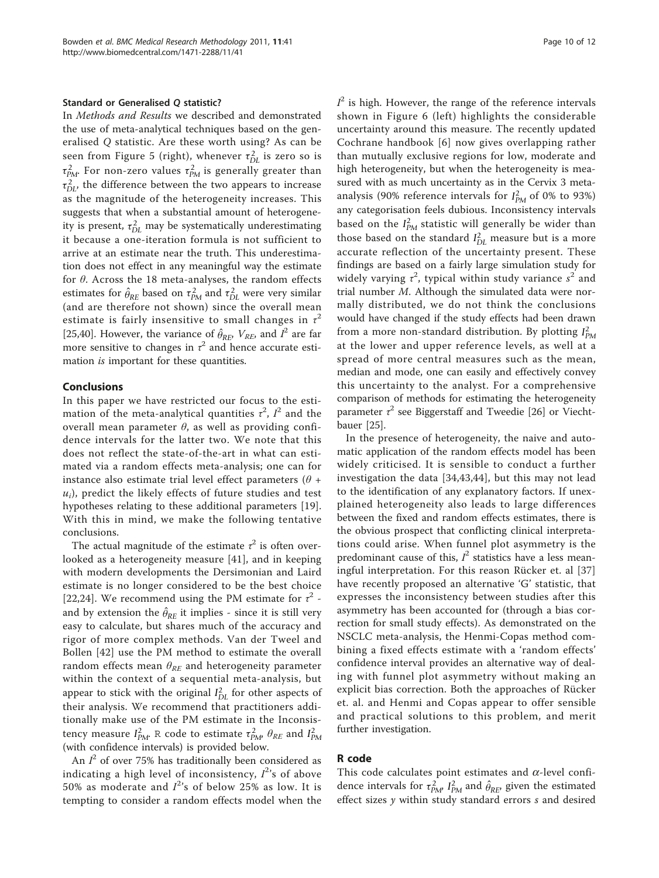### Standard or Generalised Q statistic?

In *Methods and Results* we described and demonstrated the use of meta-analytical techniques based on the generalised Q statistic. Are these worth using? As can be seen from Figure 5 (right), whenever $\tau^2_{DL}$ is zero so is $\tau^2_{PM}$. For non-zero values $\tau^2_{PM}$ is generally greater than $\tau^2_{DL}$, the difference between the two appears to increase as the magnitude of the heterogeneity increases. This suggests that when a substantial amount of heterogeneity is present, $\tau^2_{DL}$ may be systematically underestimating it because a one-iteration formula is not sufficient to arrive at an estimate near the truth. This underestimation does not effect in any meaningful way the estimate for $\theta$. Across the 18 meta-analyses, the random effects estimates for $\hat{\theta}_{RE}$ based on $\tau^2_{PM}$ and $\tau^2_{DL}$ were very similar (and are therefore not shown) since the overall mean estimate is fairly insensitive to small changes in $\tau^2$ [25,40]. However, the variance of $\hat{\theta}_{RE}$, $V_{RE}$, and $I^2$ are far more sensitive to changes in $\tau^2$ and hence accurate estimation *is* important for these quantities.

## Conclusions

In this paper we have restricted our focus to the estimation of the meta-analytical quantities $\tau^2$, $I^2$ and the overall mean parameter $\theta$, as well as providing confidence intervals for the latter two. We note that this does not reflect the state-of-the-art in what can estimated via a random effects meta-analysis; one can for instance also estimate trial level effect parameters ($\theta + u_i$), predict the likely effects of future studies and test hypotheses relating to these additional parameters [19]. With this in mind, we make the following tentative conclusions.

The actual magnitude of the estimate $\tau^2$ is often overlooked as a heterogeneity measure [41], and in keeping with modern developments the Dersimonian and Laird estimate is no longer considered to be the best choice [22,24]. We recommend using the PM estimate for $\tau^2$ - and by extension the $\hat{\theta}_{RE}$ it implies - since it is still very easy to calculate, but shares much of the accuracy and rigor of more complex methods. Van der Tweel and Bollen [42] use the PM method to estimate the overall random effects mean $\theta_{RE}$ and heterogeneity parameter within the context of a sequential meta-analysis, but appear to stick with the original $I^2_{DL}$ for other aspects of their analysis. We recommend that practitioners additionally make use of the PM estimate in the Inconsistency measure $I^2_{PM}$. R code to estimate $\tau^2_{PM}$, $\theta_{RE}$ and $I^2_{PM}$ (with confidence intervals) is provided below.

An $I^2$ of over 75% has traditionally been considered as indicating a high level of inconsistency, $I^2$'s of above 50% as moderate and $I^2$'s of below 25% as low. It is tempting to consider a random effects model when the $I^2$ is high. However, the range of the reference intervals shown in Figure 6 (left) highlights the considerable uncertainty around this measure. The recently updated Cochrane handbook [6] now gives overlapping rather than mutually exclusive regions for low, moderate and high heterogeneity, but when the heterogeneity is measured with as much uncertainty as in the Cervix 3 meta-analysis (90% reference intervals for $I^2_{PM}$ of 0% to 93%) any categorisation feels dubious. Inconsistency intervals based on the $I^2_{PM}$ statistic will generally be wider than those based on the standard $I^2_{DL}$ measure but is a more accurate reflection of the uncertainty present. These findings are based on a fairly large simulation study for widely varying $\tau^2$, typical within study variance $s^2$ and trial number $M$. Although the simulated data were normally distributed, we do not think the conclusions would have changed if the study effects had been drawn from a more non-standard distribution. By plotting $I^2_{PM}$ at the lower and upper reference levels, as well at a spread of more central measures such as the mean, median and mode, one can easily and effectively convey this uncertainty to the analyst. For a comprehensive comparison of methods for estimating the heterogeneity parameter $\tau^2$ see Biggerstaff and Tweedie [26] or Viechtbauer [25].

In the presence of heterogeneity, the naive and automatic application of the random effects model has been widely criticised. It is sensible to conduct a further investigation the data [34,43,44], but this may not lead to the identification of any explanatory factors. If unexplained heterogeneity also leads to large differences between the fixed and random effects estimates, there is the obvious prospect that conflicting clinical interpretations could arise. When funnel plot asymmetry is the predominant cause of this, $I^2$ statistics have a less meaningful interpretation. For this reason Rücker et. al [37] have recently proposed an alternative 'G' statistic, that expresses the inconsistency between studies after this asymmetry has been accounted for (through a bias correction for small study effects). As demonstrated on the NSCLC meta-analysis, the Henmi-Copas method combining a fixed effects estimate with a 'random effects' confidence interval provides an alternative way of dealing with funnel plot asymmetry without making an explicit bias correction. Both the approaches of Rücker et. al. and Henmi and Copas appear to offer sensible and practical solutions to this problem, and merit further investigation.

## R code

This code calculates point estimates and $\alpha$-level confidence intervals for $\tau^2_{PM}$, $I^2_{PM}$ and $\hat{\theta}_{RE}$, given the estimated effect sizes $y$ within study standard errors $s$ and desired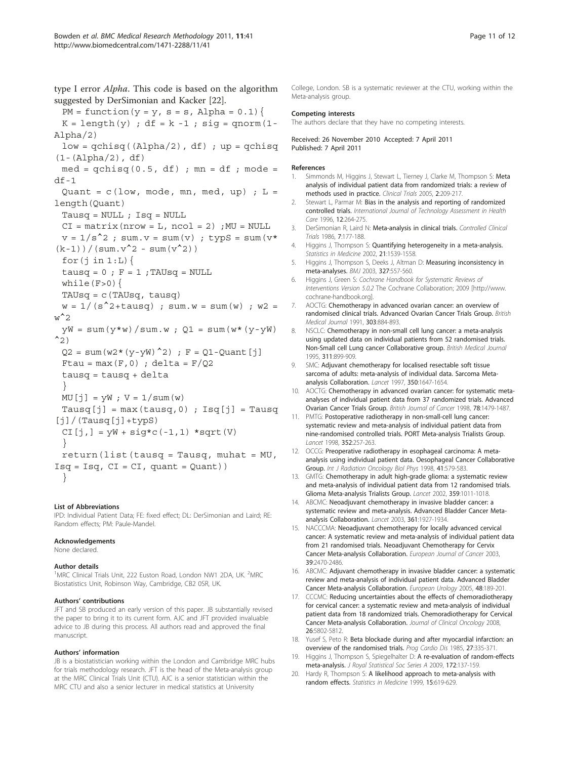type I error *Alpha*. This code is based on the algorithm suggested by DerSimonian and Kacker [22].

```
PM = function(y = y, s = s, Alpha = 0.1){
K = length(y) ; df = k -1 ; sig = qnorm(1-Alpha/2)
low = qchisq((Alpha/2), df) ; up = qchisq(1-(Alpha/2), df)
med = qchisq(0.5, df) ; mn = df ; mode = df-1
Quant = c(low, mode, mn, med, up) ; L = length(Quant)
Tausq = NULL ; Isq = NULL
CI = matrix(nrow = L, ncol = 2) ;MU = NULL
v = 1/s^2 ; sum.v = sum(v) ; typS = sum(v*(k-1))/(sum.v^2 - sum(v^2))
for(j in 1:L){
tausq = 0 ; F = 1 ;TAUsq = NULL
while(F>0){
TAUsq = c(TAUsq, tausq)
w = 1/(s^2+tausq) ; sum.w = sum(w) ; w2 = w^2
yW = sum(y*w)/sum.w ; Q1 = sum(w*(y-yW)^2)
Q2 = sum(w2*(y-yW)^2) ; F = Q1-Quant[j]
Ftau = max(F,0) ; delta = F/Q2
tausq = tausq + delta
}
MU[j] = yW ; V = 1/sum(w)
Tausq[j] = max(tausq,0) ; Isq[j] = Tausq[j]/(Tausq[j]+typS)
CI[j,] = yW + sig*c(-1,1) *sqrt(V)
}
return(list(tausq = Tausq, muhat = MU, Isq = Isq, CI = CI, quant = Quant))
}
```

#### List of Abbreviations

IPD: Individual Patient Data; FE: fixed effect; DL: DerSimonian and Laird; RE: Random effects; PM: Paule-Mandel.

#### Acknowledgements

None declared.

#### Author details

[1]MRC Clinical Trials Unit, 222 Euston Road, London NW1 2DA, UK. [2]MRC Biostatistics Unit, Robinson Way, Cambridge, CB2 0SR, UK.

#### Authors' contributions

JFT and SB produced an early version of this paper. JB substantially revised the paper to bring it to its current form. AJC and JFT provided invaluable advice to JB during this process. All authors read and approved the final manuscript.

#### Authors' information

JB is a biostatistician working within the London and Cambridge MRC hubs for trials methodology research. JFT is the head of the Meta-analysis group at the MRC Clinical Trials Unit (CTU). AJC is a senior statistician within the MRC CTU and also a senior lecturer in medical statistics at University College, London. SB is a systematic reviewer at the CTU, working within the Meta-analysis group.

#### Competing interests

The authors declare that they have no competing interests.

Received: 26 November 2010 Accepted: 7 April 2011
Published: 7 April 2011

#### References

1. Simmonds M, Higgins J, Stewart L, Tierney J, Clarke M, Thompson S: **Meta analysis of individual patient data from randomized trials: a review of methods used in practice.** *Clinical Trials* 2005, **2**:209-217.
2. Stewart L, Parmar M: **Bias in the analysis and reporting of randomized controlled trials.** *International Journal of Technology Assessment in Health Care* 1996, **12**:264-275.
3. DerSimonian R, Laird N: **Meta-analysis in clinical trials.** *Controlled Clinical Trials* 1986, **7**:177-188.
4. Higgins J, Thompson S: **Quantifying heterogeneity in a meta-analysis.** *Statistics in Medicine* 2002, **21**:1539-1558.
5. Higgins J, Thompson S, Deeks J, Altman D: **Measuring inconsistency in meta-analyses.** *BMJ* 2003, **327**:557-560.
6. Higgins J, Green S: *Cochrane Handbook for Systematic Reviews of Interventions Version 5.0.2* The Cochrane Collaboration; 2009 [http://www.cochrane-handbook.org].
7. AOCTG: **Chemotherapy in advanced ovarian cancer: an overview of randomised clinical trials. Advanced Ovarian Cancer Trials Group.** *British Medical Journal* 1991, **303**:884-893.
8. NSCLC: **Chemotherapy in non-small cell lung cancer: a meta-analysis using updated data on individual patients from 52 randomised trials. Non-Small cell Lung cancer Collaborative group.** *British Medical Journal* 1995, **311**:899-909.
9. SMC: **Adjuvant chemotherapy for localised resectable soft tissue sarcoma of adults: meta-analysis of individual data. Sarcoma Meta-analysis Collaboration.** *Lancet* 1997, **350**:1647-1654.
10. AOCTG: **Chemotherapy in advanced ovarian cancer: for systematic meta-analyses of individual patient data from 37 randomized trials. Advanced Ovarian Cancer Trials Group.** *British Journal of Cancer* 1998, **78**:1479-1487.
11. PMTG: **Postoperative radiotherapy in non-small-cell lung cancer: systematic review and meta-analysis of individual patient data from nine-randomised controlled trials. PORT Meta-analysis Trialists Group.** *Lancet* 1998, **352**:257-263.
12. OCCG: **Preoperative radiotherapy in esophageal carcinoma: A meta-analysis using individual patient data. Oesophageal Cancer Collaborative Group.** *Int J Radiation Oncology Biol Phys* 1998, **41**:579-583.
13. GMTG: **Chemotherapy in adult high-grade glioma: a systematic review and meta-analysis of individual patient data from 12 randomised trials. Glioma Meta-analysis Trialists Group.** *Lancet* 2002, **359**:1011-1018.
14. ABCMC: **Neoadjuvant chemotherapy in invasive bladder cancer: a systematic review and meta-analysis. Advanced Bladder Cancer Meta-analysis Collaboration.** *Lancet* 2003, **361**:1927-1934.
15. NACCCMA: **Neoadjuvant chemotherapy for locally advanced cervical cancer: A systematic review and meta-analysis of individual patient data from 21 randomised trials. Neoadjuvant Chemotherapy for Cervix Cancer Meta-analysis Collaboration.** *European Journal of Cancer* 2003, **39**:2470-2486.
16. ABCMC: **Adjuvant chemotherapy in invasive bladder cancer: a systematic review and meta-analysis of individual patient data. Advanced Bladder Cancer Meta-analysis Collaboration.** *European Urology* 2005, **48**:189-201.
17. CCCMC: **Reducing uncertainties about the effects of chemoradiotherapy for cervical cancer: a systematic review and meta-analysis of individual patient data from 18 randomized trials. Chemoradiotherapy for Cervical Cancer Meta-analysis Collaboration.** *Journal of Clinical Oncology* 2008, **26**:5802-5812.
18. Yusef S, Peto R: **Beta blockade during and after myocardial infarction: an overview of the randomised trials.** *Prog Cardio Dis* 1985, **27**:335-371.
19. Higgins J, Thompson S, Spiegelhalter D: **A re-evaluation of random-effects meta-analysis.** *J Royal Statistical Soc Series A* 2009, **172**:137-159.
20. Hardy R, Thompson S: **A likelihood approach to meta-analysis with random effects.** *Statistics in Medicine* 1999, **15**:619-629.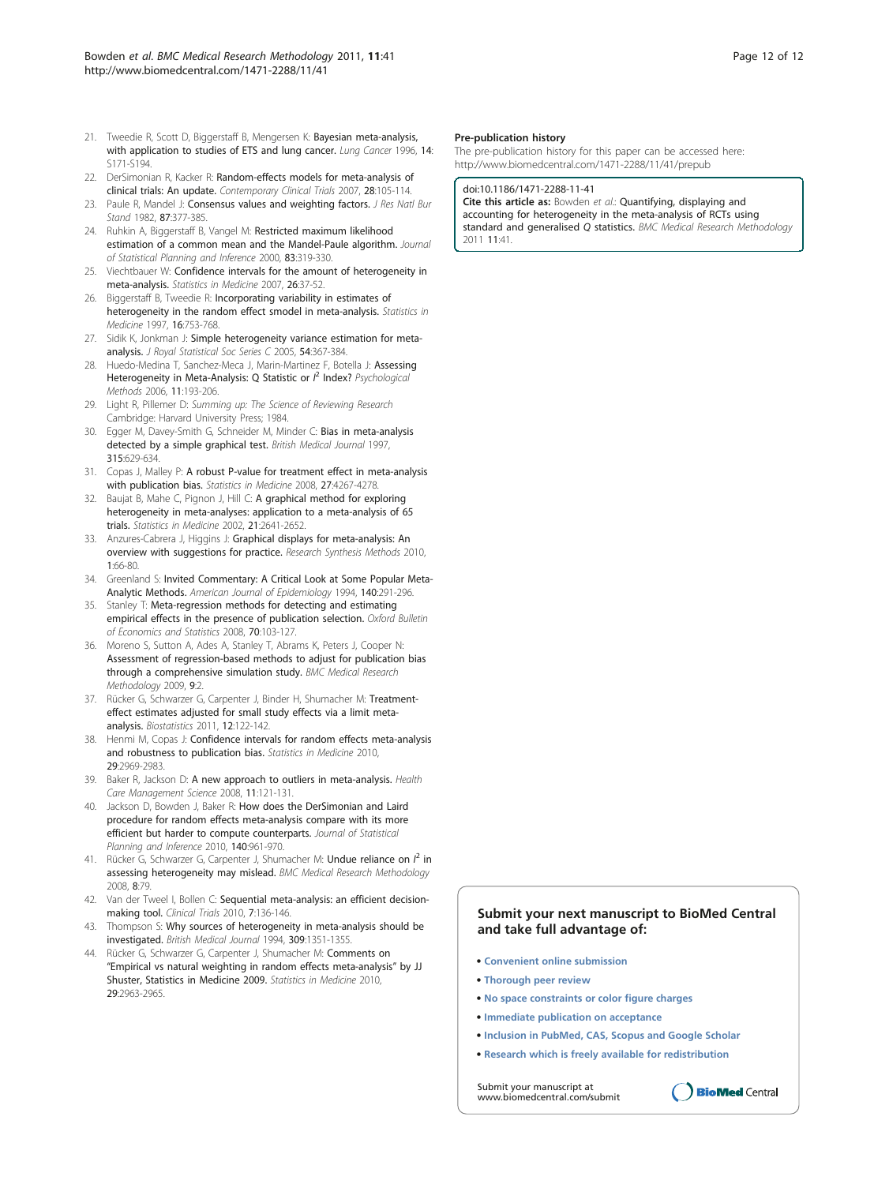21. Tweedie R, Scott D, Biggerstaff B, Mengersen K: **Bayesian meta-analysis, with application to studies of ETS and lung cancer.** *Lung Cancer* 1996, **14**: S171-S194.
22. DerSimonian R, Kacker R: **Random-effects models for meta-analysis of clinical trials: An update.** *Contemporary Clinical Trials* 2007, **28**:105-114.
23. Paule R, Mandel J: **Consensus values and weighting factors.** *J Res Natl Bur Stand* 1982, **87**:377-385.
24. Ruhkin A, Biggerstaff B, Vangel M: **Restricted maximum likelihood estimation of a common mean and the Mandel-Paule algorithm.** *Journal of Statistical Planning and Inference* 2000, **83**:319-330.
25. Viechtbauer W: **Confidence intervals for the amount of heterogeneity in meta-analysis.** *Statistics in Medicine* 2007, **26**:37-52.
26. Biggerstaff B, Tweedie R: **Incorporating variability in estimates of heterogeneity in the random effect smodel in meta-analysis.** *Statistics in Medicine* 1997, **16**:753-768.
27. Sidik K, Jonkman J: **Simple heterogeneity variance estimation for meta-analysis.** *J Royal Statistical Soc Series C* 2005, **54**:367-384.
28. Huedo-Medina T, Sanchez-Meca J, Marin-Martinez F, Botella J: **Assessing Heterogeneity in Meta-Analysis: Q Statistic or $I^2$ Index?** *Psychological Methods* 2006, **11**:193-206.
29. Light R, Pillemer D: *Summing up: The Science of Reviewing Research* Cambridge: Harvard University Press; 1984.
30. Egger M, Davey-Smith G, Schneider M, Minder C: **Bias in meta-analysis detected by a simple graphical test.** *British Medical Journal* 1997, **315**:629-634.
31. Copas J, Malley P: **A robust P-value for treatment effect in meta-analysis with publication bias.** *Statistics in Medicine* 2008, **27**:4267-4278.
32. Baujat B, Mahe C, Pignon J, Hill C: **A graphical method for exploring heterogeneity in meta-analyses: application to a meta-analysis of 65 trials.** *Statistics in Medicine* 2002, **21**:2641-2652.
33. Anzures-Cabrera J, Higgins J: **Graphical displays for meta-analysis: An overview with suggestions for practice.** *Research Synthesis Methods* 2010, **1**:66-80.
34. Greenland S: **Invited Commentary: A Critical Look at Some Popular Meta-Analytic Methods.** *American Journal of Epidemiology* 1994, **140**:291-296.
35. Stanley T: **Meta-regression methods for detecting and estimating empirical effects in the presence of publication selection.** *Oxford Bulletin of Economics and Statistics* 2008, **70**:103-127.
36. Moreno S, Sutton A, Ades A, Stanley T, Abrams K, Peters J, Cooper N: **Assessment of regression-based methods to adjust for publication bias through a comprehensive simulation study.** *BMC Medical Research Methodology* 2009, **9**:2.
37. Rücker G, Schwarzer G, Carpenter J, Binder H, Shumacher M: **Treatment-effect estimates adjusted for small study effects via a limit meta-analysis.** *Biostatistics* 2011, **12**:122-142.
38. Henmi M, Copas J: **Confidence intervals for random effects meta-analysis and robustness to publication bias.** *Statistics in Medicine* 2010, **29**:2969-2983.
39. Baker R, Jackson D: **A new approach to outliers in meta-analysis.** *Health Care Management Science* 2008, **11**:121-131.
40. Jackson D, Bowden J, Baker R: **How does the DerSimonian and Laird procedure for random effects meta-analysis compare with its more efficient but harder to compute counterparts.** *Journal of Statistical Planning and Inference* 2010, **140**:961-970.
41. Rücker G, Schwarzer G, Carpenter J, Shumacher M: **Undue reliance on $I^2$ in assessing heterogeneity may mislead.** *BMC Medical Research Methodology* 2008, **8**:79.
42. Van der Tweel I, Bollen C: **Sequential meta-analysis: an efficient decision-making tool.** *Clinical Trials* 2010, **7**:136-146.
43. Thompson S: **Why sources of heterogeneity in meta-analysis should be investigated.** *British Medical Journal* 1994, **309**:1351-1355.
44. Rücker G, Schwarzer G, Carpenter J, Shumacher M: **Comments on "Empirical vs natural weighting in random effects meta-analysis" by JJ Shuster, Statistics in Medicine 2009.** *Statistics in Medicine* 2010, **29**:2963-2965.

**Pre-publication history**

The pre-publication history for this paper can be accessed here: http://www.biomedcentral.com/1471-2288/11/41/prepub

doi:10.1186/1471-2288-11-41

**Cite this article as:** Bowden *et al.*: Quantifying, displaying and accounting for heterogeneity in the meta-analysis of RCTs using standard and generalised *Q* statistics. *BMC Medical Research Methodology* 2011 **11**:41.

**Submit your next manuscript to BioMed Central and take full advantage of:**

- **Convenient online submission**
- **Thorough peer review**
- **No space constraints or color figure charges**
- **Immediate publication on acceptance**
- **Inclusion in PubMed, CAS, Scopus and Google Scholar**
- **Research which is freely available for redistribution**

Submit your manuscript at www.biomedcentral.com/submit

BioMed Central